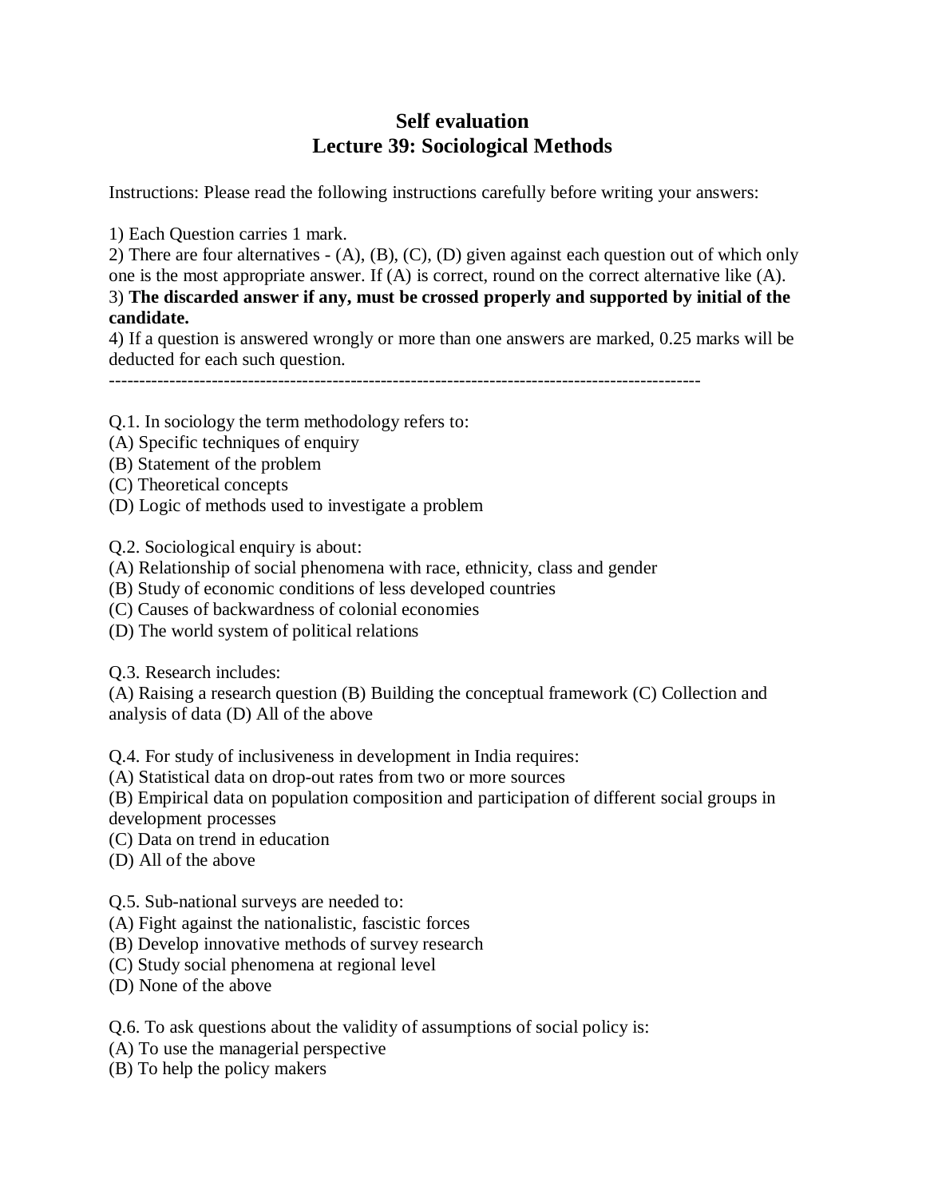# Self evaluation
## Lecture 39: Sociological Methods

Instructions: Please read the following instructions carefully before writing your answers:

1) Each Question carries 1 mark.
2) There are four alternatives - (A), (B), (C), (D) given against each question out of which only one is the most appropriate answer. If (A) is correct, round on the correct alternative like (A).
3) **The discarded answer if any, must be crossed properly and supported by initial of the candidate.**
4) If a question is answered wrongly or more than one answers are marked, 0.25 marks will be deducted for each such question.

---

Q.1. In sociology the term methodology refers to:
(A) Specific techniques of enquiry
(B) Statement of the problem
(C) Theoretical concepts
(D) Logic of methods used to investigate a problem

Q.2. Sociological enquiry is about:
(A) Relationship of social phenomena with race, ethnicity, class and gender
(B) Study of economic conditions of less developed countries
(C) Causes of backwardness of colonial economies
(D) The world system of political relations

Q.3. Research includes:
(A) Raising a research question (B) Building the conceptual framework (C) Collection and analysis of data (D) All of the above

Q.4. For study of inclusiveness in development in India requires:
(A) Statistical data on drop-out rates from two or more sources
(B) Empirical data on population composition and participation of different social groups in development processes
(C) Data on trend in education
(D) All of the above

Q.5. Sub-national surveys are needed to:
(A) Fight against the nationalistic, fascistic forces
(B) Develop innovative methods of survey research
(C) Study social phenomena at regional level
(D) None of the above

Q.6. To ask questions about the validity of assumptions of social policy is:
(A) To use the managerial perspective
(B) To help the policy makers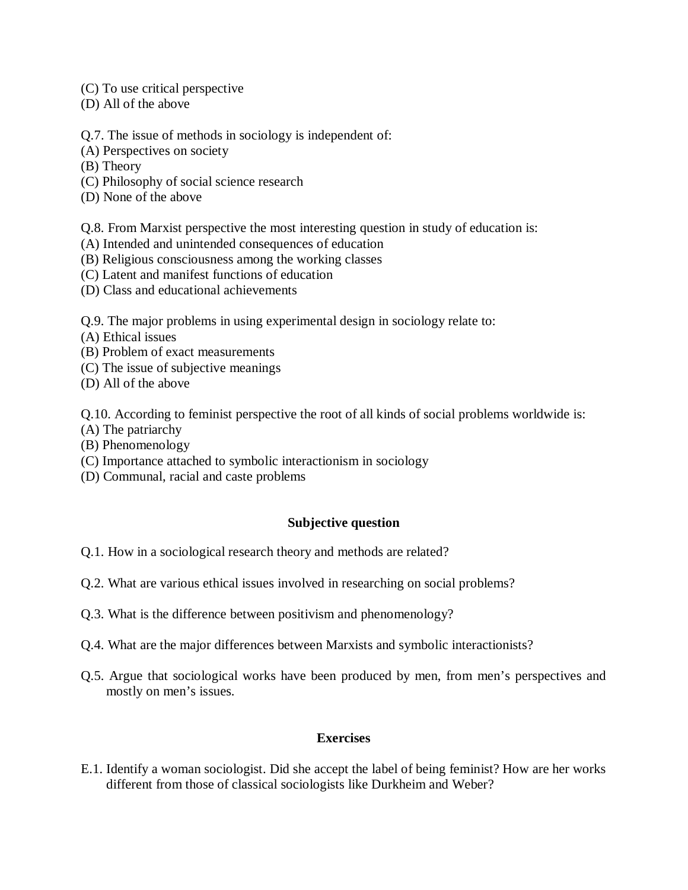(C) To use critical perspective
(D) All of the above

Q.7. The issue of methods in sociology is independent of:
(A) Perspectives on society
(B) Theory
(C) Philosophy of social science research
(D) None of the above

Q.8. From Marxist perspective the most interesting question in study of education is:
(A) Intended and unintended consequences of education
(B) Religious consciousness among the working classes
(C) Latent and manifest functions of education
(D) Class and educational achievements

Q.9. The major problems in using experimental design in sociology relate to:
(A) Ethical issues
(B) Problem of exact measurements
(C) The issue of subjective meanings
(D) All of the above

Q.10. According to feminist perspective the root of all kinds of social problems worldwide is:
(A) The patriarchy
(B) Phenomenology
(C) Importance attached to symbolic interactionism in sociology
(D) Communal, racial and caste problems

**Subjective question**

Q.1. How in a sociological research theory and methods are related?

Q.2. What are various ethical issues involved in researching on social problems?

Q.3. What is the difference between positivism and phenomenology?

Q.4. What are the major differences between Marxists and symbolic interactionists?

Q.5. Argue that sociological works have been produced by men, from men's perspectives and mostly on men's issues.

**Exercises**

E.1. Identify a woman sociologist. Did she accept the label of being feminist? How are her works different from those of classical sociologists like Durkheim and Weber?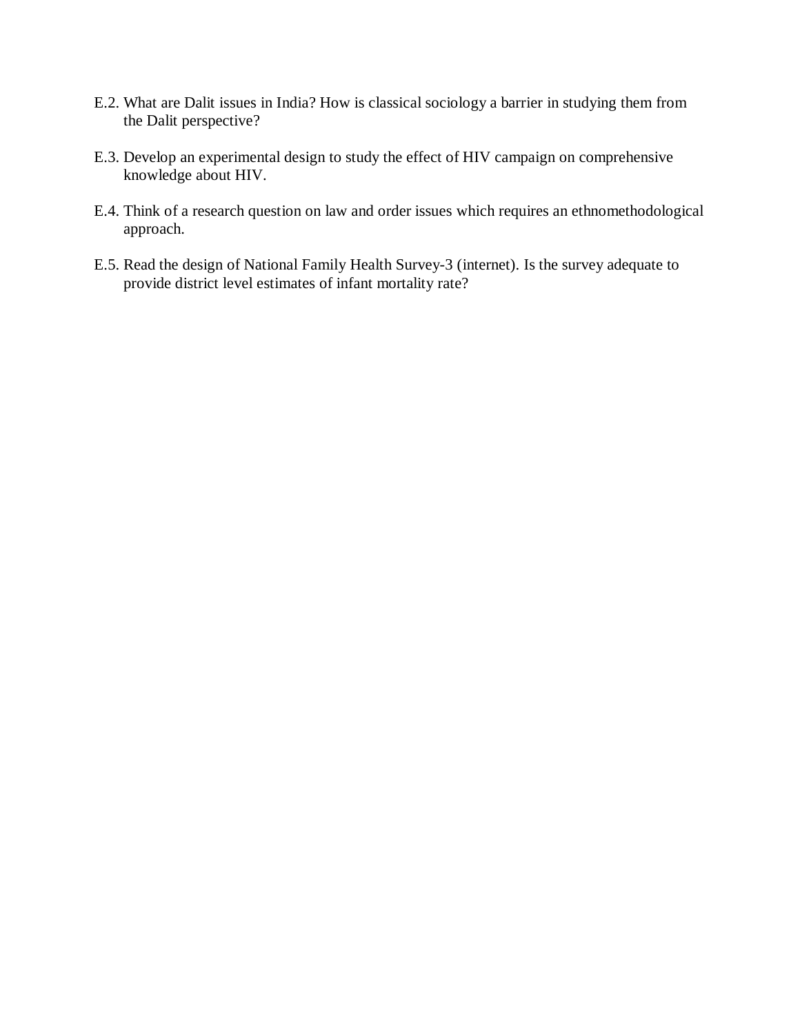E.2. What are Dalit issues in India? How is classical sociology a barrier in studying them from the Dalit perspective?

E.3. Develop an experimental design to study the effect of HIV campaign on comprehensive knowledge about HIV.

E.4. Think of a research question on law and order issues which requires an ethnomethodological approach.

E.5. Read the design of National Family Health Survey-3 (internet). Is the survey adequate to provide district level estimates of infant mortality rate?